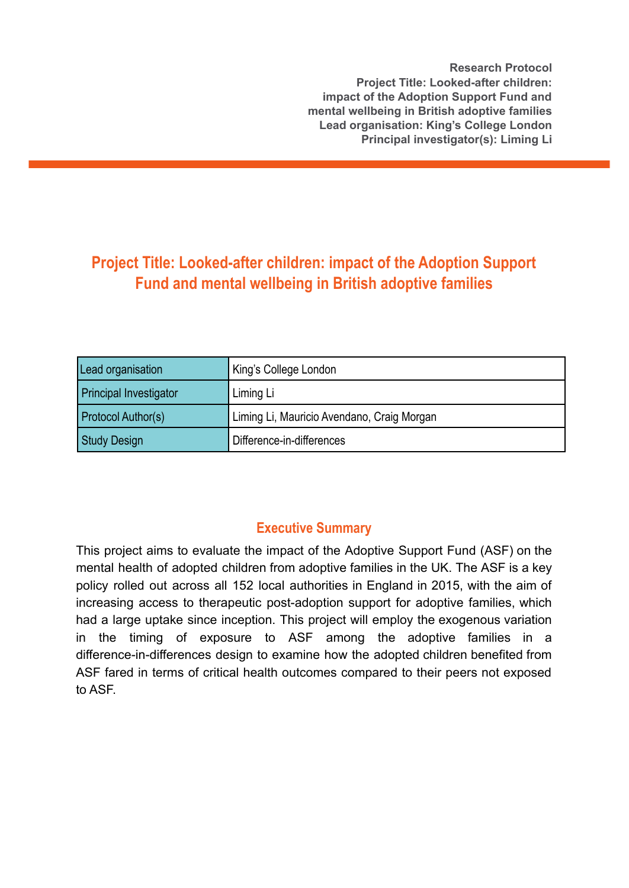**Research Protocol**
**Project Title: Looked-after children: impact of the Adoption Support Fund and mental wellbeing in British adoptive families**
**Lead organisation: King's College London**
**Principal investigator(s): Liming Li**

# Project Title: Looked-after children: impact of the Adoption Support Fund and mental wellbeing in British adoptive families

| | |
|---|---|
| Lead organisation | King's College London |
| Principal Investigator | Liming Li |
| Protocol Author(s) | Liming Li, Mauricio Avendano, Craig Morgan |
| Study Design | Difference-in-differences |

## Executive Summary

This project aims to evaluate the impact of the Adoptive Support Fund (ASF) on the mental health of adopted children from adoptive families in the UK. The ASF is a key policy rolled out across all 152 local authorities in England in 2015, with the aim of increasing access to therapeutic post-adoption support for adoptive families, which had a large uptake since inception. This project will employ the exogenous variation in the timing of exposure to ASF among the adoptive families in a difference-in-differences design to examine how the adopted children benefited from ASF fared in terms of critical health outcomes compared to their peers not exposed to ASF.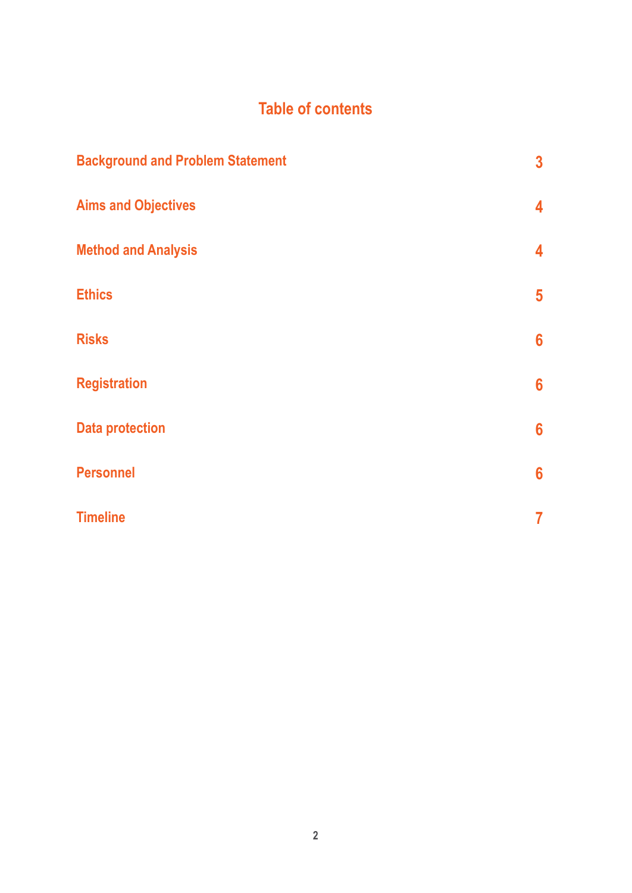## Table of contents

| | |
|---|---|
| Background and Problem Statement | 3 |
| Aims and Objectives | 4 |
| Method and Analysis | 4 |
| Ethics | 5 |
| Risks | 6 |
| Registration | 6 |
| Data protection | 6 |
| Personnel | 6 |
| Timeline | 7 |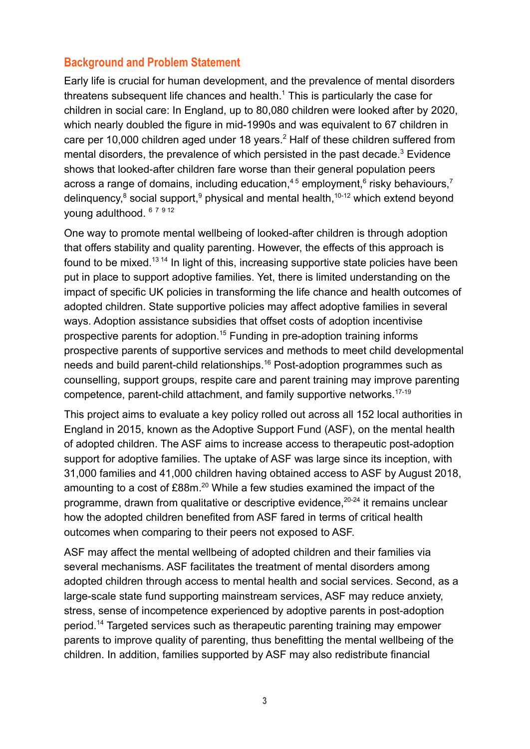## Background and Problem Statement

Early life is crucial for human development, and the prevalence of mental disorders threatens subsequent life chances and health.[1] This is particularly the case for children in social care: In England, up to 80,080 children were looked after by 2020, which nearly doubled the figure in mid-1990s and was equivalent to 67 children in care per 10,000 children aged under 18 years.[2] Half of these children suffered from mental disorders, the prevalence of which persisted in the past decade.[3] Evidence shows that looked-after children fare worse than their general population peers across a range of domains, including education,[4 5] employment,[6] risky behaviours,[7] delinquency,[8] social support,[9] physical and mental health,[10-12] which extend beyond young adulthood. [6 7 9 12]

One way to promote mental wellbeing of looked-after children is through adoption that offers stability and quality parenting. However, the effects of this approach is found to be mixed.[13 14] In light of this, increasing supportive state policies have been put in place to support adoptive families. Yet, there is limited understanding on the impact of specific UK policies in transforming the life chance and health outcomes of adopted children. State supportive policies may affect adoptive families in several ways. Adoption assistance subsidies that offset costs of adoption incentivise prospective parents for adoption.[15] Funding in pre-adoption training informs prospective parents of supportive services and methods to meet child developmental needs and build parent-child relationships.[16] Post-adoption programmes such as counselling, support groups, respite care and parent training may improve parenting competence, parent-child attachment, and family supportive networks.[17-19]

This project aims to evaluate a key policy rolled out across all 152 local authorities in England in 2015, known as the Adoptive Support Fund (ASF), on the mental health of adopted children. The ASF aims to increase access to therapeutic post-adoption support for adoptive families. The uptake of ASF was large since its inception, with 31,000 families and 41,000 children having obtained access to ASF by August 2018, amounting to a cost of £88m.[20] While a few studies examined the impact of the programme, drawn from qualitative or descriptive evidence,[20-24] it remains unclear how the adopted children benefited from ASF fared in terms of critical health outcomes when comparing to their peers not exposed to ASF.

ASF may affect the mental wellbeing of adopted children and their families via several mechanisms. ASF facilitates the treatment of mental disorders among adopted children through access to mental health and social services. Second, as a large-scale state fund supporting mainstream services, ASF may reduce anxiety, stress, sense of incompetence experienced by adoptive parents in post-adoption period.[14] Targeted services such as therapeutic parenting training may empower parents to improve quality of parenting, thus benefitting the mental wellbeing of the children. In addition, families supported by ASF may also redistribute financial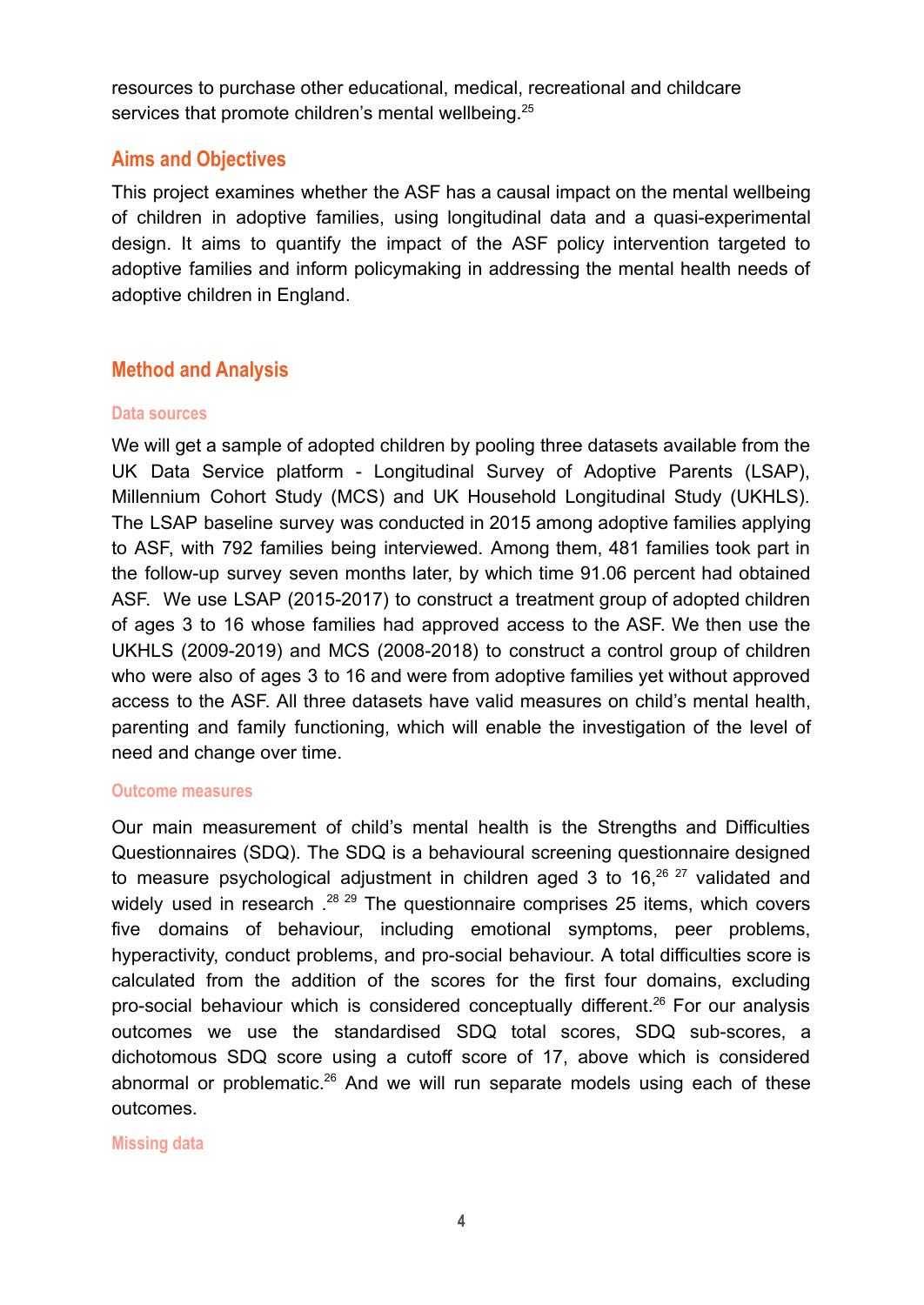resources to purchase other educational, medical, recreational and childcare services that promote children's mental wellbeing.[25]

## Aims and Objectives

This project examines whether the ASF has a causal impact on the mental wellbeing of children in adoptive families, using longitudinal data and a quasi-experimental design. It aims to quantify the impact of the ASF policy intervention targeted to adoptive families and inform policymaking in addressing the mental health needs of adoptive children in England.

## Method and Analysis

### Data sources

We will get a sample of adopted children by pooling three datasets available from the UK Data Service platform - Longitudinal Survey of Adoptive Parents (LSAP), Millennium Cohort Study (MCS) and UK Household Longitudinal Study (UKHLS). The LSAP baseline survey was conducted in 2015 among adoptive families applying to ASF, with 792 families being interviewed. Among them, 481 families took part in the follow-up survey seven months later, by which time 91.06 percent had obtained ASF. We use LSAP (2015-2017) to construct a treatment group of adopted children of ages 3 to 16 whose families had approved access to the ASF. We then use the UKHLS (2009-2019) and MCS (2008-2018) to construct a control group of children who were also of ages 3 to 16 and were from adoptive families yet without approved access to the ASF. All three datasets have valid measures on child's mental health, parenting and family functioning, which will enable the investigation of the level of need and change over time.

### Outcome measures

Our main measurement of child's mental health is the Strengths and Difficulties Questionnaires (SDQ). The SDQ is a behavioural screening questionnaire designed to measure psychological adjustment in children aged 3 to 16,[26] [27] validated and widely used in research .[28] [29] The questionnaire comprises 25 items, which covers five domains of behaviour, including emotional symptoms, peer problems, hyperactivity, conduct problems, and pro-social behaviour. A total difficulties score is calculated from the addition of the scores for the first four domains, excluding pro-social behaviour which is considered conceptually different.[26] For our analysis outcomes we use the standardised SDQ total scores, SDQ sub-scores, a dichotomous SDQ score using a cutoff score of 17, above which is considered abnormal or problematic.[26] And we will run separate models using each of these outcomes.

### Missing data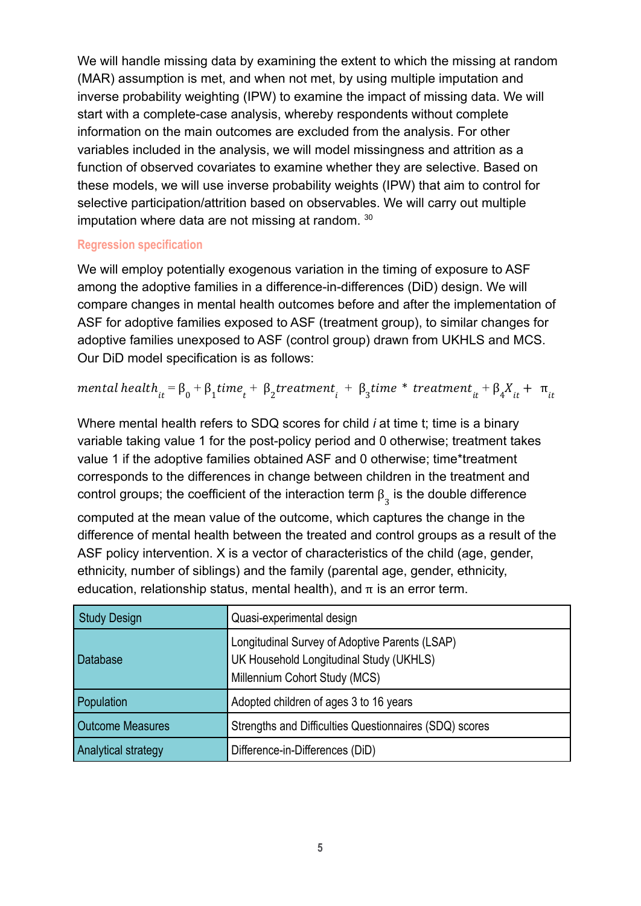We will handle missing data by examining the extent to which the missing at random (MAR) assumption is met, and when not met, by using multiple imputation and inverse probability weighting (IPW) to examine the impact of missing data. We will start with a complete-case analysis, whereby respondents without complete information on the main outcomes are excluded from the analysis. For other variables included in the analysis, we will model missingness and attrition as a function of observed covariates to examine whether they are selective. Based on these models, we will use inverse probability weights (IPW) that aim to control for selective participation/attrition based on observables. We will carry out multiple imputation where data are not missing at random. [30]

### Regression specification

We will employ potentially exogenous variation in the timing of exposure to ASF among the adoptive families in a difference-in-differences (DiD) design. We will compare changes in mental health outcomes before and after the implementation of ASF for adoptive families exposed to ASF (treatment group), to similar changes for adoptive families unexposed to ASF (control group) drawn from UKHLS and MCS. Our DiD model specification is as follows:

$$mental\ health_{it} = \beta_0 + \beta_1 time_t + \beta_2 treatment_i + \beta_3 time * treatment_{it} + \beta_4 X_{it} + \pi_{it}$$

Where mental health refers to SDQ scores for child *i* at time t; time is a binary variable taking value 1 for the post-policy period and 0 otherwise; treatment takes value 1 if the adoptive families obtained ASF and 0 otherwise; time*treatment corresponds to the differences in change between children in the treatment and control groups; the coefficient of the interaction term $\beta_3$ is the double difference computed at the mean value of the outcome, which captures the change in the difference of mental health between the treated and control groups as a result of the ASF policy intervention. X is a vector of characteristics of the child (age, gender, ethnicity, number of siblings) and the family (parental age, gender, ethnicity, education, relationship status, mental health), and $\pi$ is an error term.

| Study Design | Quasi-experimental design |
|---|---|
| Database | Longitudinal Survey of Adoptive Parents (LSAP)<br>UK Household Longitudinal Study (UKHLS)<br>Millennium Cohort Study (MCS) |
| Population | Adopted children of ages 3 to 16 years |
| Outcome Measures | Strengths and Difficulties Questionnaires (SDQ) scores |
| Analytical strategy | Difference-in-Differences (DiD) |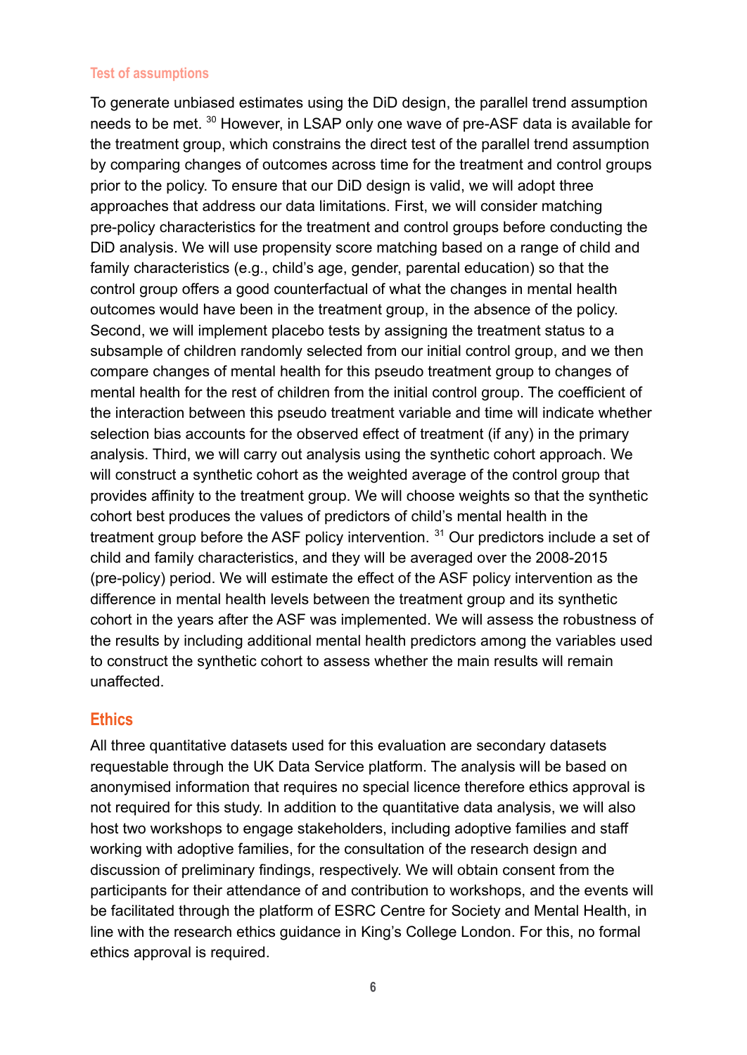### Test of assumptions

To generate unbiased estimates using the DiD design, the parallel trend assumption needs to be met. [30] However, in LSAP only one wave of pre-ASF data is available for the treatment group, which constrains the direct test of the parallel trend assumption by comparing changes of outcomes across time for the treatment and control groups prior to the policy. To ensure that our DiD design is valid, we will adopt three approaches that address our data limitations. First, we will consider matching pre-policy characteristics for the treatment and control groups before conducting the DiD analysis. We will use propensity score matching based on a range of child and family characteristics (e.g., child's age, gender, parental education) so that the control group offers a good counterfactual of what the changes in mental health outcomes would have been in the treatment group, in the absence of the policy. Second, we will implement placebo tests by assigning the treatment status to a subsample of children randomly selected from our initial control group, and we then compare changes of mental health for this pseudo treatment group to changes of mental health for the rest of children from the initial control group. The coefficient of the interaction between this pseudo treatment variable and time will indicate whether selection bias accounts for the observed effect of treatment (if any) in the primary analysis. Third, we will carry out analysis using the synthetic cohort approach. We will construct a synthetic cohort as the weighted average of the control group that provides affinity to the treatment group. We will choose weights so that the synthetic cohort best produces the values of predictors of child's mental health in the treatment group before the ASF policy intervention. [31] Our predictors include a set of child and family characteristics, and they will be averaged over the 2008-2015 (pre-policy) period. We will estimate the effect of the ASF policy intervention as the difference in mental health levels between the treatment group and its synthetic cohort in the years after the ASF was implemented. We will assess the robustness of the results by including additional mental health predictors among the variables used to construct the synthetic cohort to assess whether the main results will remain unaffected.

## Ethics

All three quantitative datasets used for this evaluation are secondary datasets requestable through the UK Data Service platform. The analysis will be based on anonymised information that requires no special licence therefore ethics approval is not required for this study. In addition to the quantitative data analysis, we will also host two workshops to engage stakeholders, including adoptive families and staff working with adoptive families, for the consultation of the research design and discussion of preliminary findings, respectively. We will obtain consent from the participants for their attendance of and contribution to workshops, and the events will be facilitated through the platform of ESRC Centre for Society and Mental Health, in line with the research ethics guidance in King's College London. For this, no formal ethics approval is required.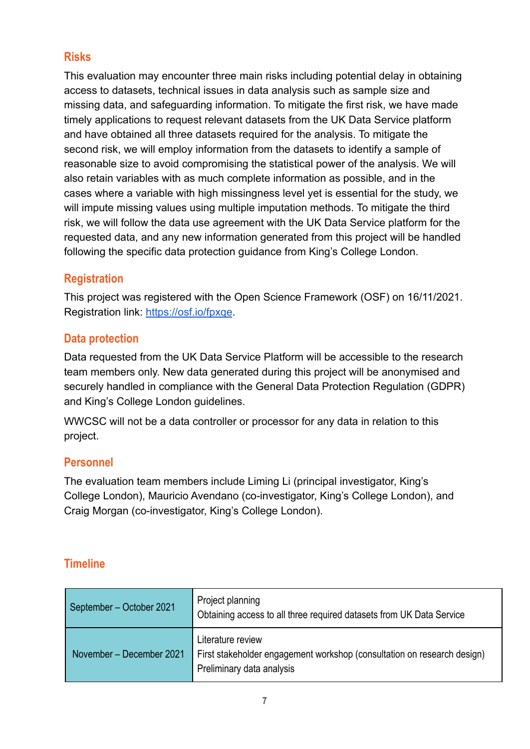## Risks

This evaluation may encounter three main risks including potential delay in obtaining access to datasets, technical issues in data analysis such as sample size and missing data, and safeguarding information. To mitigate the first risk, we have made timely applications to request relevant datasets from the UK Data Service platform and have obtained all three datasets required for the analysis. To mitigate the second risk, we will employ information from the datasets to identify a sample of reasonable size to avoid compromising the statistical power of the analysis. We will also retain variables with as much complete information as possible, and in the cases where a variable with high missingness level yet is essential for the study, we will impute missing values using multiple imputation methods. To mitigate the third risk, we will follow the data use agreement with the UK Data Service platform for the requested data, and any new information generated from this project will be handled following the specific data protection guidance from King's College London.

## Registration

This project was registered with the Open Science Framework (OSF) on 16/11/2021. Registration link: [https://osf.io/fpxqe](https://osf.io/fpxqe).

## Data protection

Data requested from the UK Data Service Platform will be accessible to the research team members only. New data generated during this project will be anonymised and securely handled in compliance with the General Data Protection Regulation (GDPR) and King's College London guidelines.

WWCSC will not be a data controller or processor for any data in relation to this project.

## Personnel

The evaluation team members include Liming Li (principal investigator, King's College London), Mauricio Avendano (co-investigator, King's College London), and Craig Morgan (co-investigator, King's College London).

## Timeline

| | |
|---|---|
| September – October 2021 | Project planning<br>Obtaining access to all three required datasets from UK Data Service |
| November – December 2021 | Literature review<br>First stakeholder engagement workshop (consultation on research design)<br>Preliminary data analysis |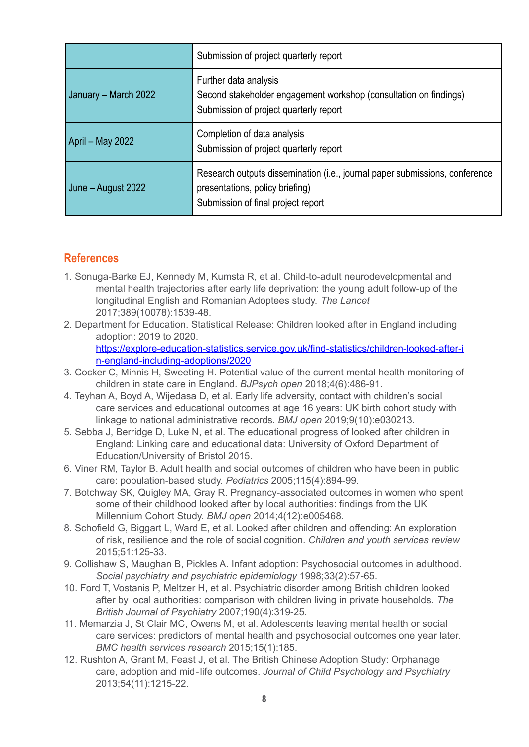| | |
|---|---|
| | Submission of project quarterly report |
| January – March 2022 | Further data analysis<br>Second stakeholder engagement workshop (consultation on findings)<br>Submission of project quarterly report |
| April – May 2022 | Completion of data analysis<br>Submission of project quarterly report |
| June – August 2022 | Research outputs dissemination (i.e., journal paper submissions, conference presentations, policy briefing)<br>Submission of final project report |

## References

1. Sonuga-Barke EJ, Kennedy M, Kumsta R, et al. Child-to-adult neurodevelopmental and mental health trajectories after early life deprivation: the young adult follow-up of the longitudinal English and Romanian Adoptees study. *The Lancet* 2017;389(10078):1539-48.
2. Department for Education. Statistical Release: Children looked after in England including adoption: 2019 to 2020. https://explore-education-statistics.service.gov.uk/find-statistics/children-looked-after-in-england-including-adoptions/2020
3. Cocker C, Minnis H, Sweeting H. Potential value of the current mental health monitoring of children in state care in England. *BJPsych open* 2018;4(6):486-91.
4. Teyhan A, Boyd A, Wijedasa D, et al. Early life adversity, contact with children's social care services and educational outcomes at age 16 years: UK birth cohort study with linkage to national administrative records. *BMJ open* 2019;9(10):e030213.
5. Sebba J, Berridge D, Luke N, et al. The educational progress of looked after children in England: Linking care and educational data: University of Oxford Department of Education/University of Bristol 2015.
6. Viner RM, Taylor B. Adult health and social outcomes of children who have been in public care: population-based study. *Pediatrics* 2005;115(4):894-99.
7. Botchway SK, Quigley MA, Gray R. Pregnancy-associated outcomes in women who spent some of their childhood looked after by local authorities: findings from the UK Millennium Cohort Study. *BMJ open* 2014;4(12):e005468.
8. Schofield G, Biggart L, Ward E, et al. Looked after children and offending: An exploration of risk, resilience and the role of social cognition. *Children and youth services review* 2015;51:125-33.
9. Collishaw S, Maughan B, Pickles A. Infant adoption: Psychosocial outcomes in adulthood. *Social psychiatry and psychiatric epidemiology* 1998;33(2):57-65.
10. Ford T, Vostanis P, Meltzer H, et al. Psychiatric disorder among British children looked after by local authorities: comparison with children living in private households. *The British Journal of Psychiatry* 2007;190(4):319-25.
11. Memarzia J, St Clair MC, Owens M, et al. Adolescents leaving mental health or social care services: predictors of mental health and psychosocial outcomes one year later. *BMC health services research* 2015;15(1):185.
12. Rushton A, Grant M, Feast J, et al. The British Chinese Adoption Study: Orphanage care, adoption and mid-life outcomes. *Journal of Child Psychology and Psychiatry* 2013;54(11):1215-22.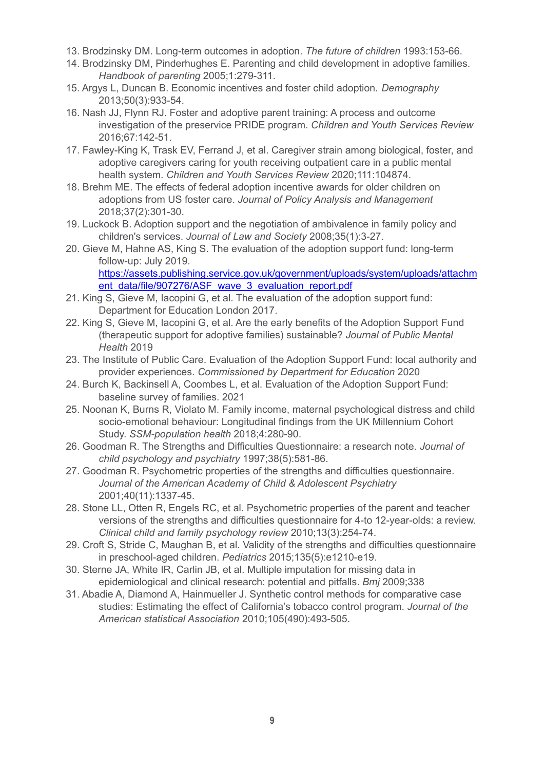13. Brodzinsky DM. Long-term outcomes in adoption. *The future of children* 1993:153-66.
14. Brodzinsky DM, Pinderhughes E. Parenting and child development in adoptive families. *Handbook of parenting* 2005;1:279-311.
15. Argys L, Duncan B. Economic incentives and foster child adoption. *Demography* 2013;50(3):933-54.
16. Nash JJ, Flynn RJ. Foster and adoptive parent training: A process and outcome investigation of the preservice PRIDE program. *Children and Youth Services Review* 2016;67:142-51.
17. Fawley-King K, Trask EV, Ferrand J, et al. Caregiver strain among biological, foster, and adoptive caregivers caring for youth receiving outpatient care in a public mental health system. *Children and Youth Services Review* 2020;111:104874.
18. Brehm ME. The effects of federal adoption incentive awards for older children on adoptions from US foster care. *Journal of Policy Analysis and Management* 2018;37(2):301-30.
19. Luckock B. Adoption support and the negotiation of ambivalence in family policy and children's services. *Journal of Law and Society* 2008;35(1):3-27.
20. Gieve M, Hahne AS, King S. The evaluation of the adoption support fund: long-term follow-up: July 2019. [https://assets.publishing.service.gov.uk/government/uploads/system/uploads/attachment_data/file/907276/ASF_wave_3_evaluation_report.pdf](https://assets.publishing.service.gov.uk/government/uploads/system/uploads/attachment_data/file/907276/ASF_wave_3_evaluation_report.pdf)
21. King S, Gieve M, Iacopini G, et al. The evaluation of the adoption support fund: Department for Education London 2017.
22. King S, Gieve M, Iacopini G, et al. Are the early benefits of the Adoption Support Fund (therapeutic support for adoptive families) sustainable? *Journal of Public Mental Health* 2019
23. The Institute of Public Care. Evaluation of the Adoption Support Fund: local authority and provider experiences. *Commissioned by Department for Education* 2020
24. Burch K, Backinsell A, Coombes L, et al. Evaluation of the Adoption Support Fund: baseline survey of families. 2021
25. Noonan K, Burns R, Violato M. Family income, maternal psychological distress and child socio-emotional behaviour: Longitudinal findings from the UK Millennium Cohort Study. *SSM-population health* 2018;4:280-90.
26. Goodman R. The Strengths and Difficulties Questionnaire: a research note. *Journal of child psychology and psychiatry* 1997;38(5):581-86.
27. Goodman R. Psychometric properties of the strengths and difficulties questionnaire. *Journal of the American Academy of Child & Adolescent Psychiatry* 2001;40(11):1337-45.
28. Stone LL, Otten R, Engels RC, et al. Psychometric properties of the parent and teacher versions of the strengths and difficulties questionnaire for 4-to 12-year-olds: a review. *Clinical child and family psychology review* 2010;13(3):254-74.
29. Croft S, Stride C, Maughan B, et al. Validity of the strengths and difficulties questionnaire in preschool-aged children. *Pediatrics* 2015;135(5):e1210-e19.
30. Sterne JA, White IR, Carlin JB, et al. Multiple imputation for missing data in epidemiological and clinical research: potential and pitfalls. *Bmj* 2009;338
31. Abadie A, Diamond A, Hainmueller J. Synthetic control methods for comparative case studies: Estimating the effect of California's tobacco control program. *Journal of the American statistical Association* 2010;105(490):493-505.